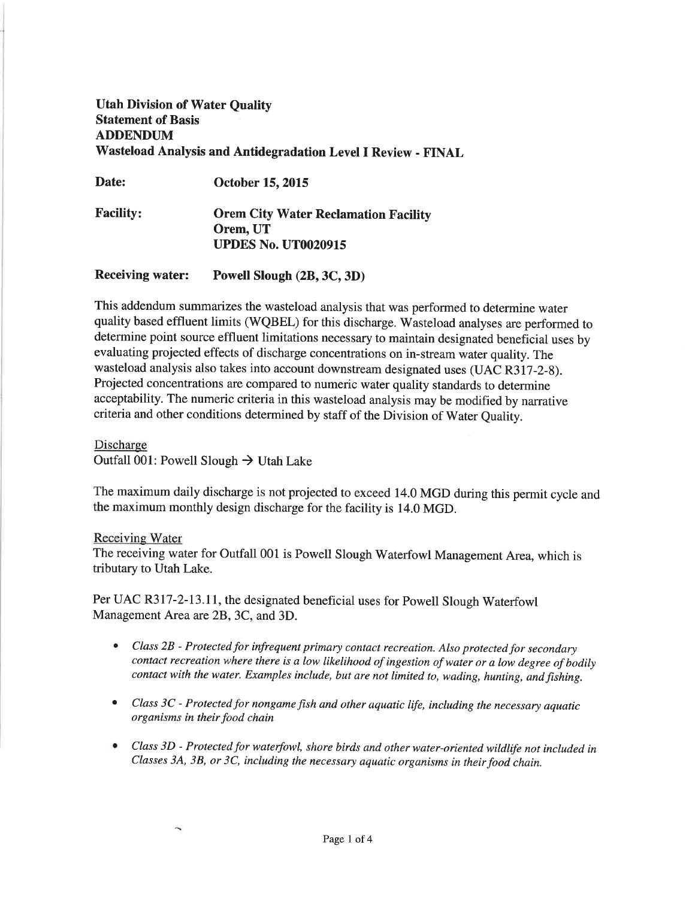**Utah Division of Water Quality**
**Statement of Basis**
**ADDENDUM**
**Wasteload Analysis and Antidegradation Level I Review - FINAL**

**Date:** **October 15, 2015**

**Facility:** **Orem City Water Reclamation Facility**
**Orem, UT**
**UPDES No. UT0020915**

**Receiving water:** **Powell Slough (2B, 3C, 3D)**

This addendum summarizes the wasteload analysis that was performed to determine water quality based effluent limits (WQBEL) for this discharge. Wasteload analyses are performed to determine point source effluent limitations necessary to maintain designated beneficial uses by evaluating projected effects of discharge concentrations on in-stream water quality. The wasteload analysis also takes into account downstream designated uses (UAC R317-2-8). Projected concentrations are compared to numeric water quality standards to determine acceptability. The numeric criteria in this wasteload analysis may be modified by narrative criteria and other conditions determined by staff of the Division of Water Quality.

Discharge

Outfall 001: Powell Slough → Utah Lake

The maximum daily discharge is not projected to exceed 14.0 MGD during this permit cycle and the maximum monthly design discharge for the facility is 14.0 MGD.

Receiving Water

The receiving water for Outfall 001 is Powell Slough Waterfowl Management Area, which is tributary to Utah Lake.

Per UAC R317-2-13.11, the designated beneficial uses for Powell Slough Waterfowl Management Area are 2B, 3C, and 3D.

- *Class 2B - Protected for infrequent primary contact recreation. Also protected for secondary contact recreation where there is a low likelihood of ingestion of water or a low degree of bodily contact with the water. Examples include, but are not limited to, wading, hunting, and fishing.*
- *Class 3C - Protected for nongame fish and other aquatic life, including the necessary aquatic organisms in their food chain*
- *Class 3D - Protected for waterfowl, shore birds and other water-oriented wildlife not included in Classes 3A, 3B, or 3C, including the necessary aquatic organisms in their food chain.*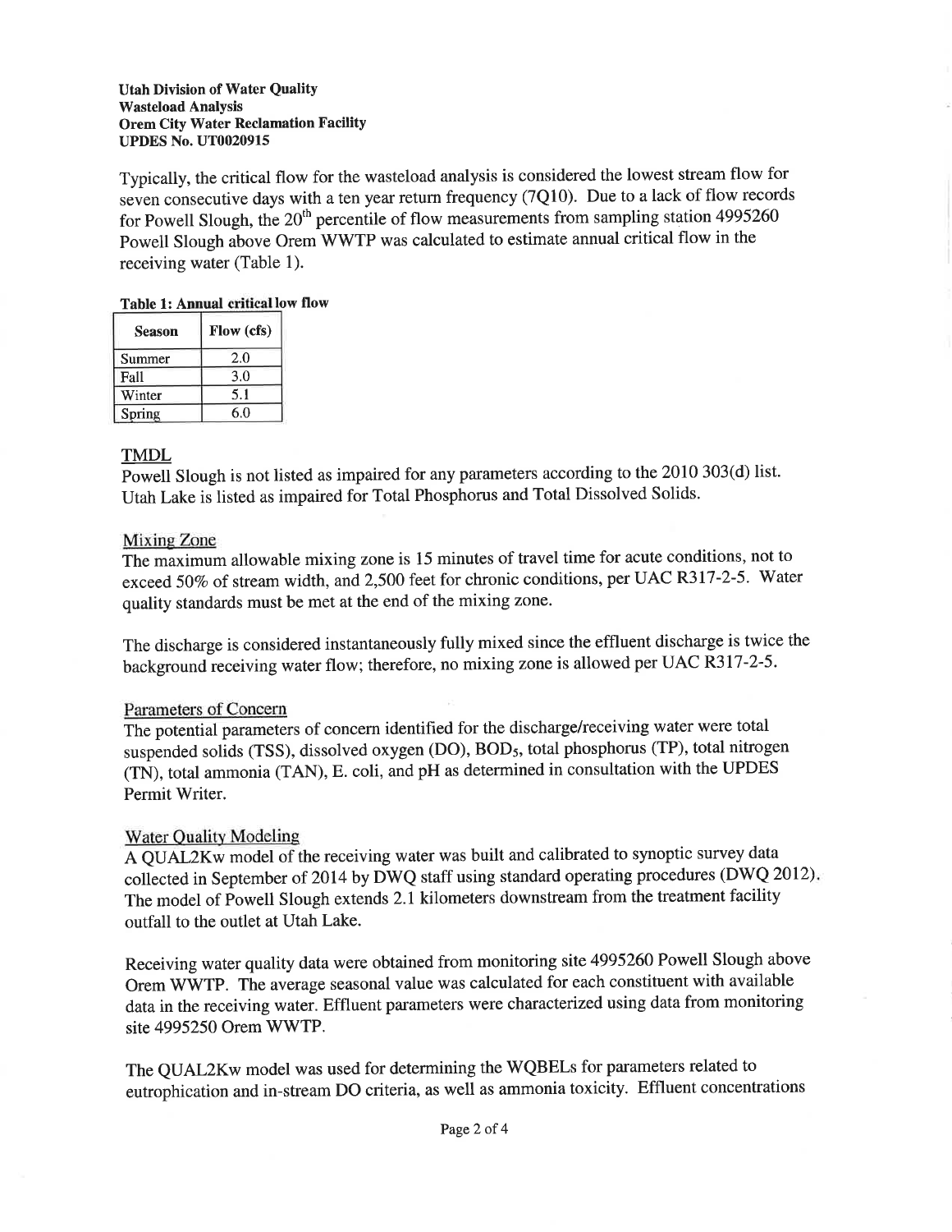Typically, the critical flow for the wasteload analysis is considered the lowest stream flow for seven consecutive days with a ten year return frequency (7Q10). Due to a lack of flow records for Powell Slough, the 20th percentile of flow measurements from sampling station 4995260 Powell Slough above Orem WWTP was calculated to estimate annual critical flow in the receiving water (Table 1).

**Table 1: Annual critical low flow**

| Season | Flow (cfs) |
|---|---|
| Summer | 2.0 |
| Fall | 3.0 |
| Winter | 5.1 |
| Spring | 6.0 |

## TMDL

Powell Slough is not listed as impaired for any parameters according to the 2010 303(d) list. Utah Lake is listed as impaired for Total Phosphorus and Total Dissolved Solids.

### Mixing Zone

The maximum allowable mixing zone is 15 minutes of travel time for acute conditions, not to exceed 50% of stream width, and 2,500 feet for chronic conditions, per UAC R317-2-5. Water quality standards must be met at the end of the mixing zone.

The discharge is considered instantaneously fully mixed since the effluent discharge is twice the background receiving water flow; therefore, no mixing zone is allowed per UAC R317-2-5.

### Parameters of Concern

The potential parameters of concern identified for the discharge/receiving water were total suspended solids (TSS), dissolved oxygen (DO), $BOD_5$, total phosphorus (TP), total nitrogen (TN), total ammonia (TAN), E. coli, and pH as determined in consultation with the UPDES Permit Writer.

### Water Quality Modeling

A QUAL2Kw model of the receiving water was built and calibrated to synoptic survey data collected in September of 2014 by DWQ staff using standard operating procedures (DWQ 2012). The model of Powell Slough extends 2.1 kilometers downstream from the treatment facility outfall to the outlet at Utah Lake.

Receiving water quality data were obtained from monitoring site 4995260 Powell Slough above Orem WWTP. The average seasonal value was calculated for each constituent with available data in the receiving water. Effluent parameters were characterized using data from monitoring site 4995250 Orem WWTP.

The QUAL2Kw model was used for determining the WQBELs for parameters related to eutrophication and in-stream DO criteria, as well as ammonia toxicity. Effluent concentrations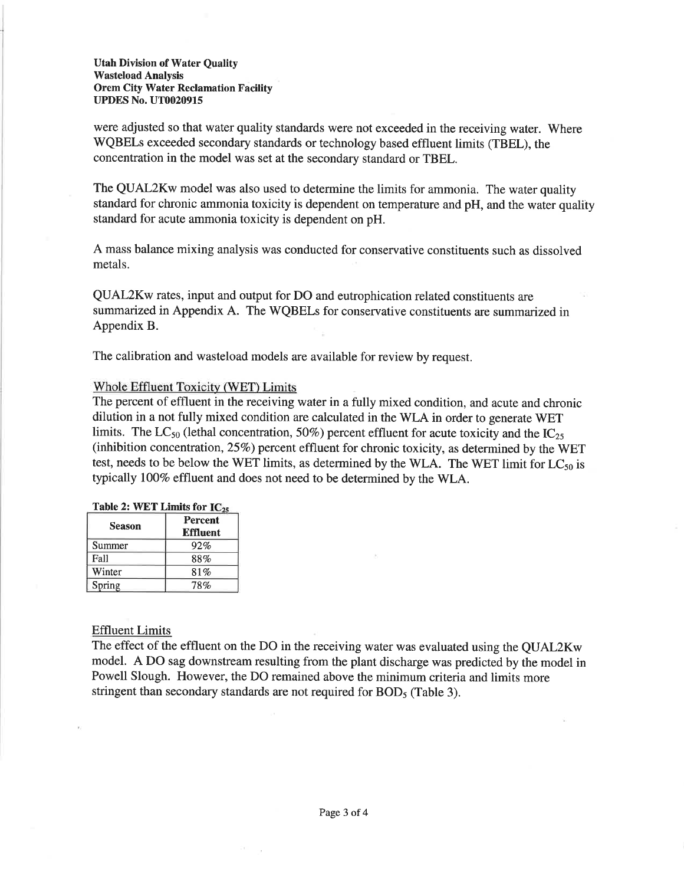were adjusted so that water quality standards were not exceeded in the receiving water. Where WQBELs exceeded secondary standards or technology based effluent limits (TBEL), the concentration in the model was set at the secondary standard or TBEL.

The QUAL2Kw model was also used to determine the limits for ammonia. The water quality standard for chronic ammonia toxicity is dependent on temperature and pH, and the water quality standard for acute ammonia toxicity is dependent on pH.

A mass balance mixing analysis was conducted for conservative constituents such as dissolved metals.

QUAL2Kw rates, input and output for DO and eutrophication related constituents are summarized in Appendix A. The WQBELs for conservative constituents are summarized in Appendix B.

The calibration and wasteload models are available for review by request.

## Whole Effluent Toxicity (WET) Limits

The percent of effluent in the receiving water in a fully mixed condition, and acute and chronic dilution in a not fully mixed condition are calculated in the WLA in order to generate WET limits. The $LC_{50}$ (lethal concentration, 50%) percent effluent for acute toxicity and the $IC_{25}$ (inhibition concentration, 25%) percent effluent for chronic toxicity, as determined by the WET test, needs to be below the WET limits, as determined by the WLA. The WET limit for $LC_{50}$ is typically 100% effluent and does not need to be determined by the WLA.

**Table 2: WET Limits for $IC_{25}$**

| Season | Percent Effluent |
|---|---|
| Summer | 92% |
| Fall | 88% |
| Winter | 81% |
| Spring | 78% |

## Effluent Limits

The effect of the effluent on the DO in the receiving water was evaluated using the QUAL2Kw model. A DO sag downstream resulting from the plant discharge was predicted by the model in Powell Slough. However, the DO remained above the minimum criteria and limits more stringent than secondary standards are not required for $BOD_5$ (Table 3).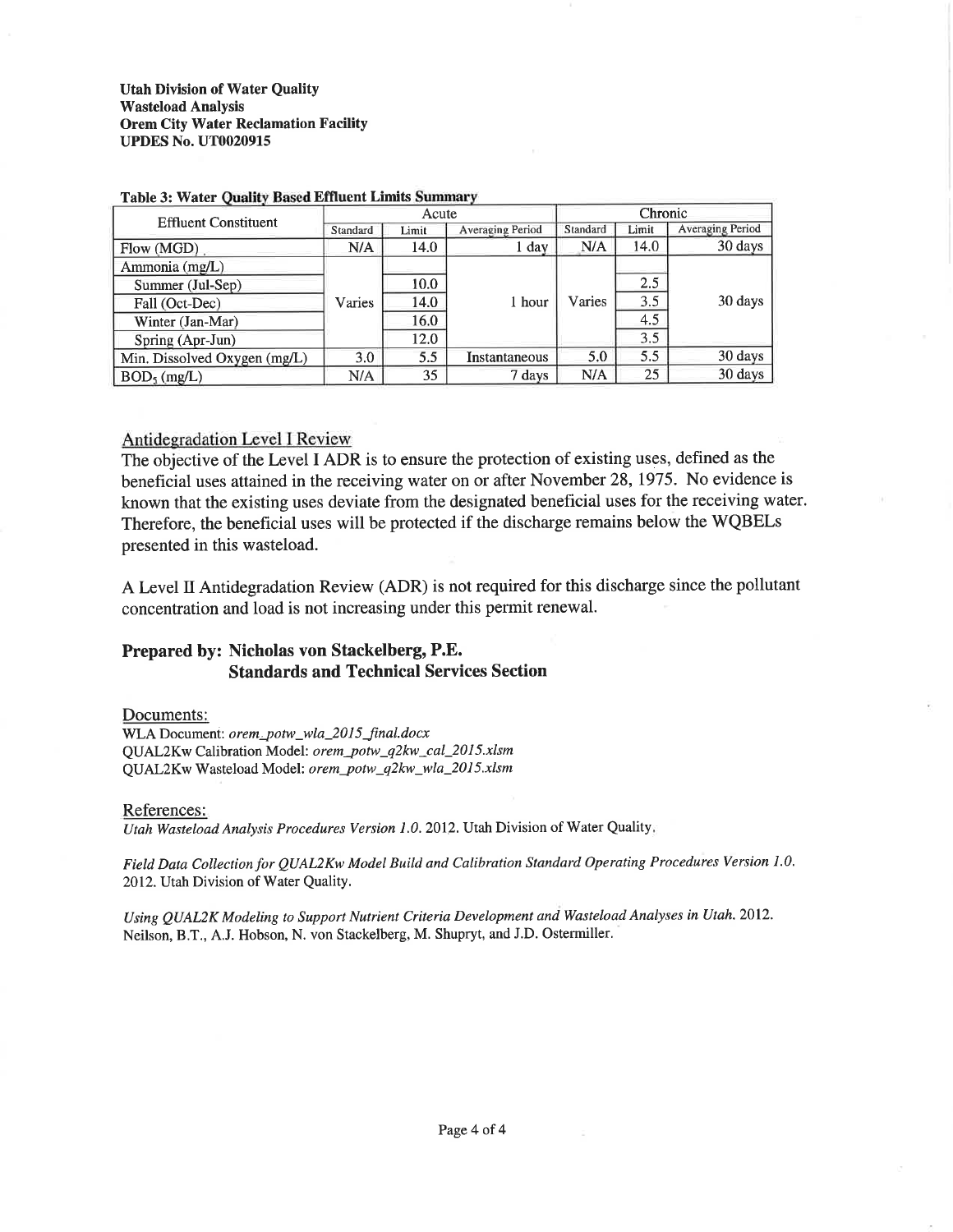**Utah Division of Water Quality**
**Wasteload Analysis**
**Orem City Water Reclamation Facility**
**UPDES No. UT0020915**

**Table 3: Water Quality Based Effluent Limits Summary**

| Effluent Constituent | Acute | | | Chronic | | |
|---|---|---|---|---|---|---|
| | Standard | Limit | Averaging Period | Standard | Limit | Averaging Period |
| Flow (MGD) | N/A | 14.0 | 1 day | N/A | 14.0 | 30 days |
| Ammonia (mg/L) | Varies | | 1 hour | Varies | | 30 days |
| Summer (Jul-Sep) | | 10.0 | | | 2.5 | |
| Fall (Oct-Dec) | | 14.0 | | | 3.5 | |
| Winter (Jan-Mar) | | 16.0 | | | 4.5 | |
| Spring (Apr-Jun) | | 12.0 | | | 3.5 | |
| Min. Dissolved Oxygen (mg/L) | 3.0 | 5.5 | Instantaneous | 5.0 | 5.5 | 30 days |
| $BOD_5$ (mg/L) | N/A | 35 | 7 days | N/A | 25 | 30 days |

## Antidegradation Level I Review

The objective of the Level I ADR is to ensure the protection of existing uses, defined as the beneficial uses attained in the receiving water on or after November 28, 1975. No evidence is known that the existing uses deviate from the designated beneficial uses for the receiving water. Therefore, the beneficial uses will be protected if the discharge remains below the WQBELs presented in this wasteload.

A Level II Antidegradation Review (ADR) is not required for this discharge since the pollutant concentration and load is not increasing under this permit renewal.

**Prepared by: Nicholas von Stackelberg, P.E.**
**Standards and Technical Services Section**

Documents:

WLA Document: *orem_potw_wla_2015_final.docx*
QUAL2Kw Calibration Model: *orem_potw_q2kw_cal_2015.xlsm*
QUAL2Kw Wasteload Model: *orem_potw_q2kw_wla_2015.xlsm*

References:

*Utah Wasteload Analysis Procedures Version 1.0.* 2012. Utah Division of Water Quality.

*Field Data Collection for QUAL2Kw Model Build and Calibration Standard Operating Procedures Version 1.0.* 2012. Utah Division of Water Quality.

*Using QUAL2K Modeling to Support Nutrient Criteria Development and Wasteload Analyses in Utah.* 2012. Neilson, B.T., A.J. Hobson, N. von Stackelberg, M. Shupryt, and J.D. Ostermiller.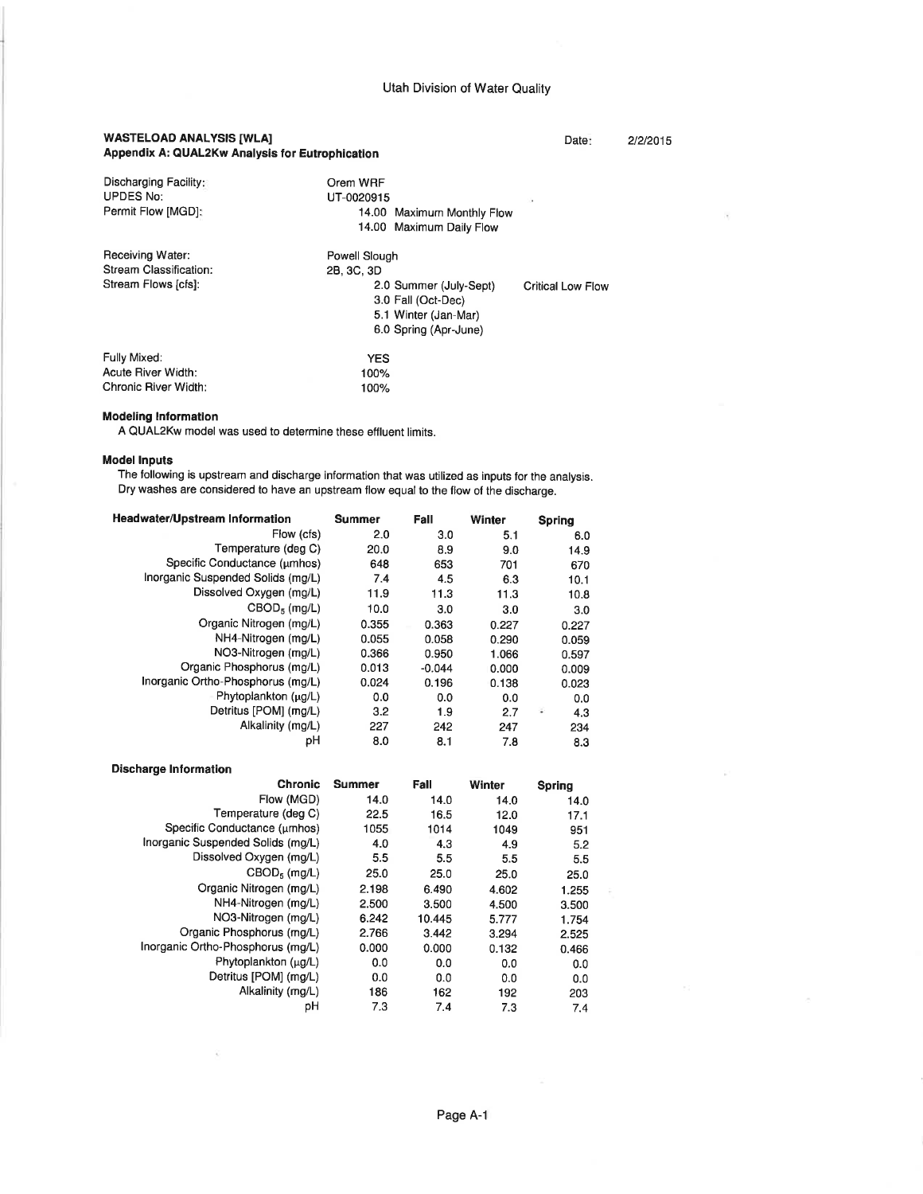Utah Division of Water Quality

**WASTELOAD ANALYSIS [WLA]**
**Appendix A: QUAL2Kw Analysis for Eutrophication**

Date: 2/2/2015

| | | |
|---|---|---|
| Discharging Facility: | Orem WRF | |
| UPDES No: | UT-0020915 | |
| Permit Flow [MGD]: | 14.00 Maximum Monthly Flow | |
| | 14.00 Maximum Daily Flow | |
| Receiving Water: | Powell Slough | |
| Stream Classification: | 2B, 3C, 3D | |
| Stream Flows [cfs]: | 2.0 Summer (July-Sept) | Critical Low Flow |
| | 3.0 Fall (Oct-Dec) | |
| | 5.1 Winter (Jan-Mar) | |
| | 6.0 Spring (Apr-June) | |
| Fully Mixed: | YES | |
| Acute River Width: | 100% | |
| Chronic River Width: | 100% | |

**Modeling Information**

A QUAL2Kw model was used to determine these effluent limits.

**Model Inputs**

The following is upstream and discharge information that was utilized as inputs for the analysis.
Dry washes are considered to have an upstream flow equal to the flow of the discharge.

| Headwater/Upstream Information | Summer | Fall | Winter | Spring |
|---|---|---|---|---|
| Flow (cfs) | 2.0 | 3.0 | 5.1 | 6.0 |
| Temperature (deg C) | 20.0 | 8.9 | 9.0 | 14.9 |
| Specific Conductance (μmhos) | 648 | 653 | 701 | 670 |
| Inorganic Suspended Solids (mg/L) | 7.4 | 4.5 | 6.3 | 10.1 |
| Dissolved Oxygen (mg/L) | 11.9 | 11.3 | 11.3 | 10.8 |
| $CBOD_5$ (mg/L) | 10.0 | 3.0 | 3.0 | 3.0 |
| Organic Nitrogen (mg/L) | 0.355 | 0.363 | 0.227 | 0.227 |
| NH4-Nitrogen (mg/L) | 0.055 | 0.058 | 0.290 | 0.059 |
| NO3-Nitrogen (mg/L) | 0.366 | 0.950 | 1.066 | 0.597 |
| Organic Phosphorus (mg/L) | 0.013 | -0.044 | 0.000 | 0.009 |
| Inorganic Ortho-Phosphorus (mg/L) | 0.024 | 0.196 | 0.138 | 0.023 |
| Phytoplankton (μg/L) | 0.0 | 0.0 | 0.0 | 0.0 |
| Detritus [POM] (mg/L) | 3.2 | 1.9 | 2.7 | 4.3 |
| Alkalinity (mg/L) | 227 | 242 | 247 | 234 |
| pH | 8.0 | 8.1 | 7.8 | 8.3 |

**Discharge Information**

| Chronic | Summer | Fall | Winter | Spring |
|---|---|---|---|---|
| Flow (MGD) | 14.0 | 14.0 | 14.0 | 14.0 |
| Temperature (deg C) | 22.5 | 16.5 | 12.0 | 17.1 |
| Specific Conductance (μmhos) | 1055 | 1014 | 1049 | 951 |
| Inorganic Suspended Solids (mg/L) | 4.0 | 4.3 | 4.9 | 5.2 |
| Dissolved Oxygen (mg/L) | 5.5 | 5.5 | 5.5 | 5.5 |
| $CBOD_5$ (mg/L) | 25.0 | 25.0 | 25.0 | 25.0 |
| Organic Nitrogen (mg/L) | 2.198 | 6.490 | 4.602 | 1.255 |
| NH4-Nitrogen (mg/L) | 2.500 | 3.500 | 4.500 | 3.500 |
| NO3-Nitrogen (mg/L) | 6.242 | 10.445 | 5.777 | 1.754 |
| Organic Phosphorus (mg/L) | 2.766 | 3.442 | 3.294 | 2.525 |
| Inorganic Ortho-Phosphorus (mg/L) | 0.000 | 0.000 | 0.132 | 0.466 |
| Phytoplankton (μg/L) | 0.0 | 0.0 | 0.0 | 0.0 |
| Detritus [POM] (mg/L) | 0.0 | 0.0 | 0.0 | 0.0 |
| Alkalinity (mg/L) | 186 | 162 | 192 | 203 |
| pH | 7.3 | 7.4 | 7.3 | 7.4 |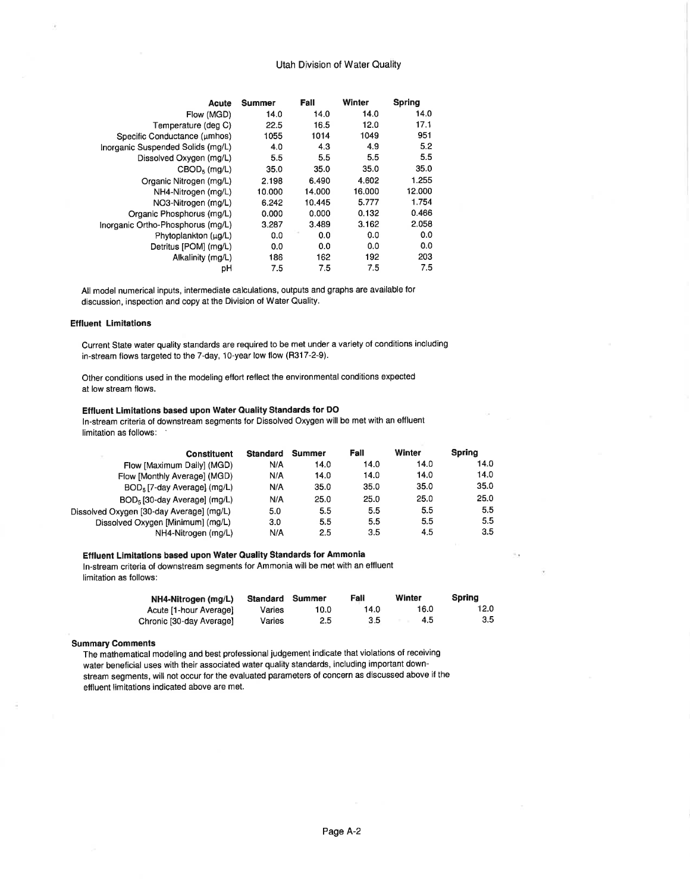Utah Division of Water Quality

| Acute | Summer | Fall | Winter | Spring |
|---|---|---|---|---|
| Flow (MGD) | 14.0 | 14.0 | 14.0 | 14.0 |
| Temperature (deg C) | 22.5 | 16.5 | 12.0 | 17.1 |
| Specific Conductance (µmhos) | 1055 | 1014 | 1049 | 951 |
| Inorganic Suspended Solids (mg/L) | 4.0 | 4.3 | 4.9 | 5.2 |
| Dissolved Oxygen (mg/L) | 5.5 | 5.5 | 5.5 | 5.5 |
| $CBOD_5$ (mg/L) | 35.0 | 35.0 | 35.0 | 35.0 |
| Organic Nitrogen (mg/L) | 2.198 | 6.490 | 4.602 | 1.255 |
| NH4-Nitrogen (mg/L) | 10.000 | 14.000 | 16.000 | 12.000 |
| NO3-Nitrogen (mg/L) | 6.242 | 10.445 | 5.777 | 1.754 |
| Organic Phosphorus (mg/L) | 0.000 | 0.000 | 0.132 | 0.466 |
| Inorganic Ortho-Phosphorus (mg/L) | 3.287 | 3.489 | 3.162 | 2.058 |
| Phytoplankton (µg/L) | 0.0 | 0.0 | 0.0 | 0.0 |
| Detritus [POM] (mg/L) | 0.0 | 0.0 | 0.0 | 0.0 |
| Alkalinity (mg/L) | 186 | 162 | 192 | 203 |
| pH | 7.5 | 7.5 | 7.5 | 7.5 |

All model numerical inputs, intermediate calculations, outputs and graphs are available for discussion, inspection and copy at the Division of Water Quality.

### Effluent Limitations

Current State water quality standards are required to be met under a variety of conditions including in-stream flows targeted to the 7-day, 10-year low flow (R317-2-9).

Other conditions used in the modeling effort reflect the environmental conditions expected at low stream flows.

#### Effluent Limitations based upon Water Quality Standards for DO

In-stream criteria of downstream segments for Dissolved Oxygen will be met with an effluent limitation as follows:

| Constituent | Standard | Summer | Fall | Winter | Spring |
|---|---|---|---|---|---|
| Flow [Maximum Daily] (MGD) | N/A | 14.0 | 14.0 | 14.0 | 14.0 |
| Flow [Monthly Average] (MGD) | N/A | 14.0 | 14.0 | 14.0 | 14.0 |
| $BOD_5$ [7-day Average] (mg/L) | N/A | 35.0 | 35.0 | 35.0 | 35.0 |
| $BOD_5$ [30-day Average] (mg/L) | N/A | 25.0 | 25.0 | 25.0 | 25.0 |
| Dissolved Oxygen [30-day Average] (mg/L) | 5.0 | 5.5 | 5.5 | 5.5 | 5.5 |
| Dissolved Oxygen [Minimum] (mg/L) | 3.0 | 5.5 | 5.5 | 5.5 | 5.5 |
| NH4-Nitrogen (mg/L) | N/A | 2.5 | 3.5 | 4.5 | 3.5 |

#### Effluent Limitations based upon Water Quality Standards for Ammonia

In-stream criteria of downstream segments for Ammonia will be met with an effluent limitation as follows:

| NH4-Nitrogen (mg/L) | Standard | Summer | Fall | Winter | Spring |
|---|---|---|---|---|---|
| Acute [1-hour Average] | Varies | 10.0 | 14.0 | 16.0 | 12.0 |
| Chronic [30-day Average] | Varies | 2.5 | 3.5 | 4.5 | 3.5 |

### Summary Comments

The mathematical modeling and best professional judgement indicate that violations of receiving water beneficial uses with their associated water quality standards, including important downstream segments, will not occur for the evaluated parameters of concern as discussed above if the effluent limitations indicated above are met.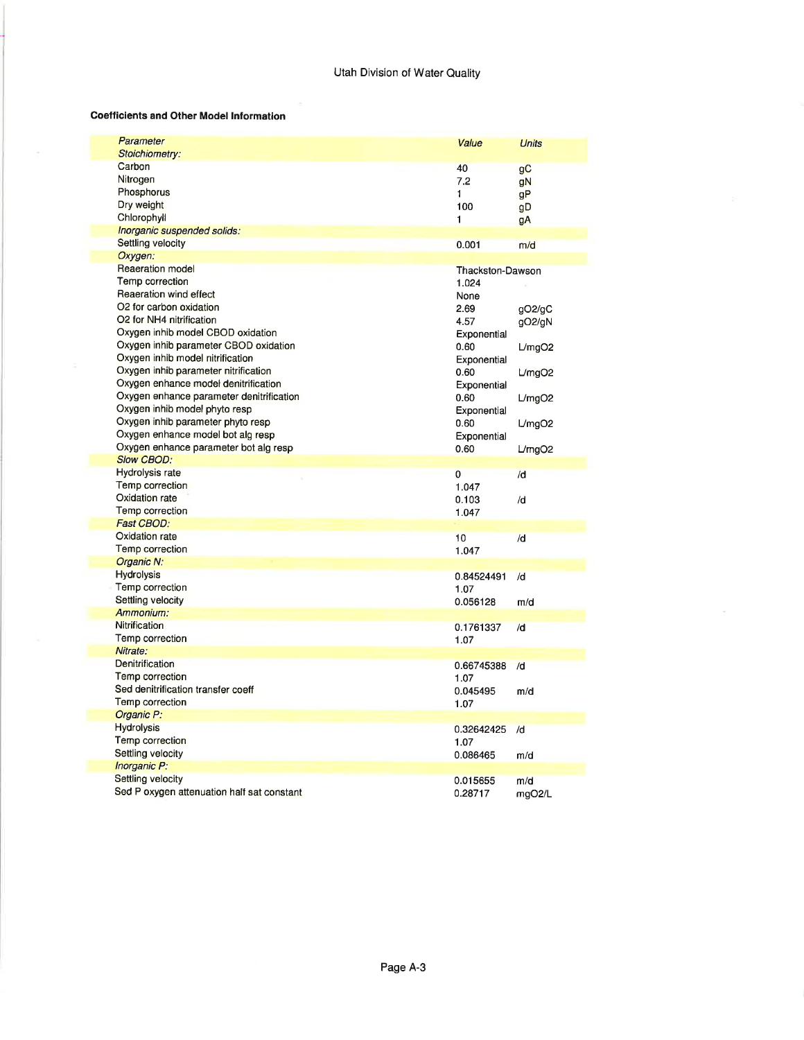**Coefficients and Other Model Information**

| *Parameter* | *Value* | *Units* |
|---|---|---|
| *Stoichiometry:* | | |
| Carbon | 40 | gC |
| Nitrogen | 7.2 | gN |
| Phosphorus | 1 | gP |
| Dry weight | 100 | gD |
| Chlorophyll | 1 | gA |
| *Inorganic suspended solids:* | | |
| Settling velocity | 0.001 | m/d |
| *Oxygen:* | | |
| Reaeration model | Thackston-Dawson | |
| Temp correction | 1.024 | |
| Reaeration wind effect | None | |
| O2 for carbon oxidation | 2.69 | gO2/gC |
| O2 for NH4 nitrification | 4.57 | gO2/gN |
| Oxygen inhib model CBOD oxidation | Exponential | |
| Oxygen inhib parameter CBOD oxidation | 0.60 | L/mgO2 |
| Oxygen inhib model nitrification | Exponential | |
| Oxygen inhib parameter nitrification | 0.60 | L/mgO2 |
| Oxygen enhance model denitrification | Exponential | |
| Oxygen enhance parameter denitrification | 0.60 | L/mgO2 |
| Oxygen inhib model phyto resp | Exponential | |
| Oxygen inhib parameter phyto resp | 0.60 | L/mgO2 |
| Oxygen enhance model bot alg resp | Exponential | |
| Oxygen enhance parameter bot alg resp | 0.60 | L/mgO2 |
| *Slow CBOD:* | | |
| Hydrolysis rate | 0 | /d |
| Temp correction | 1.047 | |
| Oxidation rate | 0.103 | /d |
| Temp correction | 1.047 | |
| *Fast CBOD:* | | |
| Oxidation rate | 10 | /d |
| Temp correction | 1.047 | |
| *Organic N:* | | |
| Hydrolysis | 0.84524491 | /d |
| Temp correction | 1.07 | |
| Settling velocity | 0.056128 | m/d |
| *Ammonium:* | | |
| Nitrification | 0.1761337 | /d |
| Temp correction | 1.07 | |
| *Nitrate:* | | |
| Denitrification | 0.66745388 | /d |
| Temp correction | 1.07 | |
| Sed denitrification transfer coeff | 0.045495 | m/d |
| Temp correction | 1.07 | |
| *Organic P:* | | |
| Hydrolysis | 0.32642425 | /d |
| Temp correction | 1.07 | |
| Settling velocity | 0.086465 | m/d |
| *Inorganic P:* | | |
| Settling velocity | 0.015655 | m/d |
| Sed P oxygen attenuation half sat constant | 0.28717 | mgO2/L |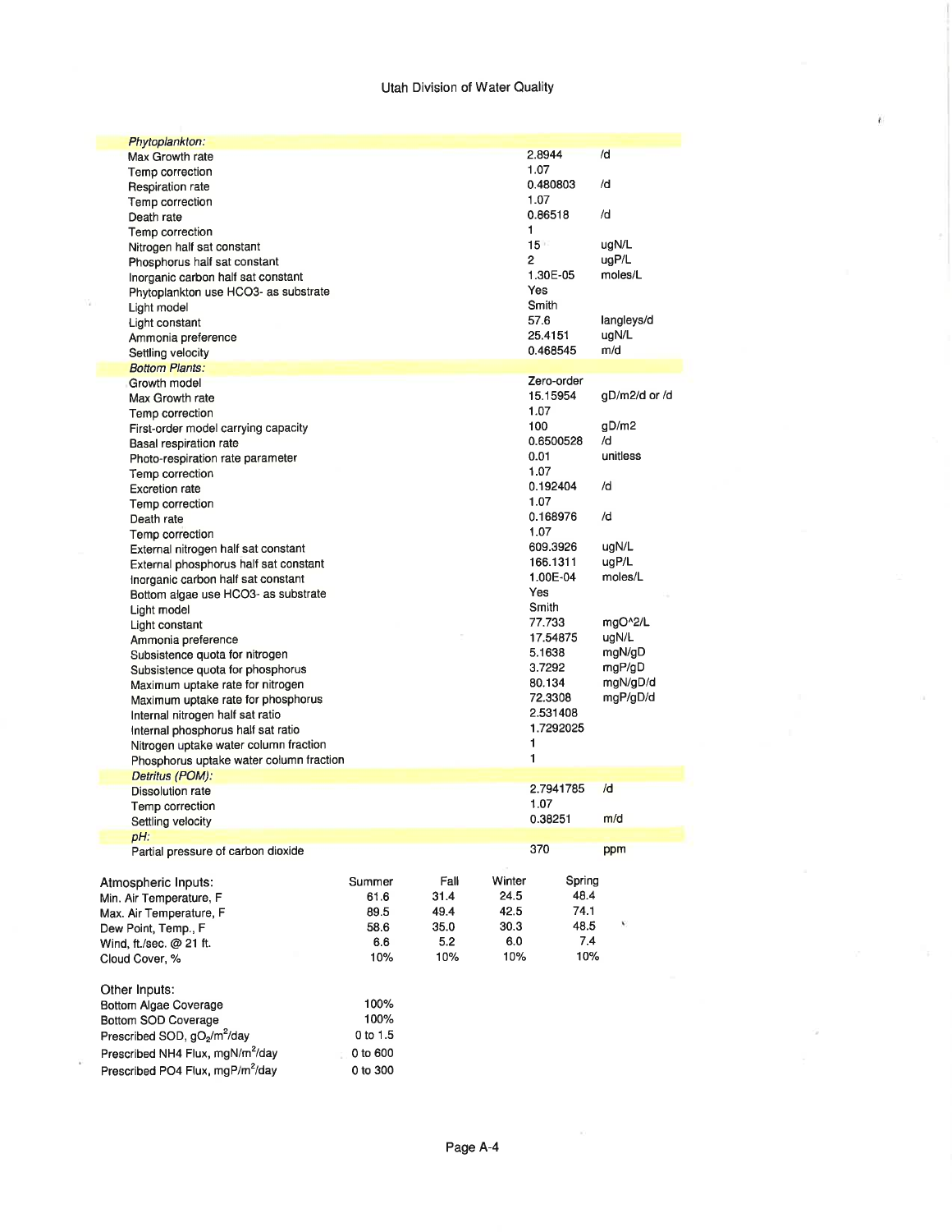| Parameter | Value | Units |
|---|---|---|
| *Phytoplankton:* | | |
| Max Growth rate | 2.8944 | /d |
| Temp correction | 1.07 | |
| Respiration rate | 0.480803 | /d |
| Temp correction | 1.07 | |
| Death rate | 0.86518 | /d |
| Temp correction | 1 | |
| Nitrogen half sat constant | 15 | ugN/L |
| Phosphorus half sat constant | 2 | ugP/L |
| Inorganic carbon half sat constant | 1.30E-05 | moles/L |
| Phytoplankton use HCO3- as substrate | Yes | |
| Light model | Smith | |
| Light constant | 57.6 | langleys/d |
| Ammonia preference | 25.4151 | ugN/L |
| Settling velocity | 0.468545 | m/d |
| *Bottom Plants:* | | |
| Growth model | Zero-order | |
| Max Growth rate | 15.15954 | gD/m2/d or /d |
| Temp correction | 1.07 | |
| First-order model carrying capacity | 100 | gD/m2 |
| Basal respiration rate | 0.6500528 | /d |
| Photo-respiration rate parameter | 0.01 | unitless |
| Temp correction | 1.07 | |
| Excretion rate | 0.192404 | /d |
| Temp correction | 1.07 | |
| Death rate | 0.168976 | /d |
| Temp correction | 1.07 | |
| External nitrogen half sat constant | 609.3926 | ugN/L |
| External phosphorus half sat constant | 166.1311 | ugP/L |
| Inorganic carbon half sat constant | 1.00E-04 | moles/L |
| Bottom algae use HCO3- as substrate | Yes | |
| Light model | Smith | |
| Light constant | 77.733 | mgO^2/L |
| Ammonia preference | 17.54875 | ugN/L |
| Subsistence quota for nitrogen | 5.1638 | mgN/gD |
| Subsistence quota for phosphorus | 3.7292 | mgP/gD |
| Maximum uptake rate for nitrogen | 80.134 | mgN/gD/d |
| Maximum uptake rate for phosphorus | 72.3308 | mgP/gD/d |
| Internal nitrogen half sat ratio | 2.531408 | |
| Internal phosphorus half sat ratio | 1.7292025 | |
| Nitrogen uptake water column fraction | 1 | |
| Phosphorus uptake water column fraction | 1 | |
| *Detritus (POM):* | | |
| Dissolution rate | 2.7941785 | /d |
| Temp correction | 1.07 | |
| Settling velocity | 0.38251 | m/d |
| *pH:* | | |
| Partial pressure of carbon dioxide | 370 | ppm |

| Atmospheric Inputs: | Summer | Fall | Winter | Spring |
|---|---|---|---|---|
| Min. Air Temperature, F | 61.6 | 31.4 | 24.5 | 48.4 |
| Max. Air Temperature, F | 89.5 | 49.4 | 42.5 | 74.1 |
| Dew Point, Temp., F | 58.6 | 35.0 | 30.3 | 48.5 |
| Wind, ft./sec. @ 21 ft. | 6.6 | 5.2 | 6.0 | 7.4 |
| Cloud Cover, % | 10% | 10% | 10% | 10% |

| Other Inputs: | |
|---|---|
| Bottom Algae Coverage | 100% |
| Bottom SOD Coverage | 100% |
| Prescribed SOD, $gO_2/m^2/day$ | 0 to 1.5 |
| Prescribed NH4 Flux, $mgN/m^2/day$ | 0 to 600 |
| Prescribed PO4 Flux, $mgP/m^2/day$ | 0 to 300 |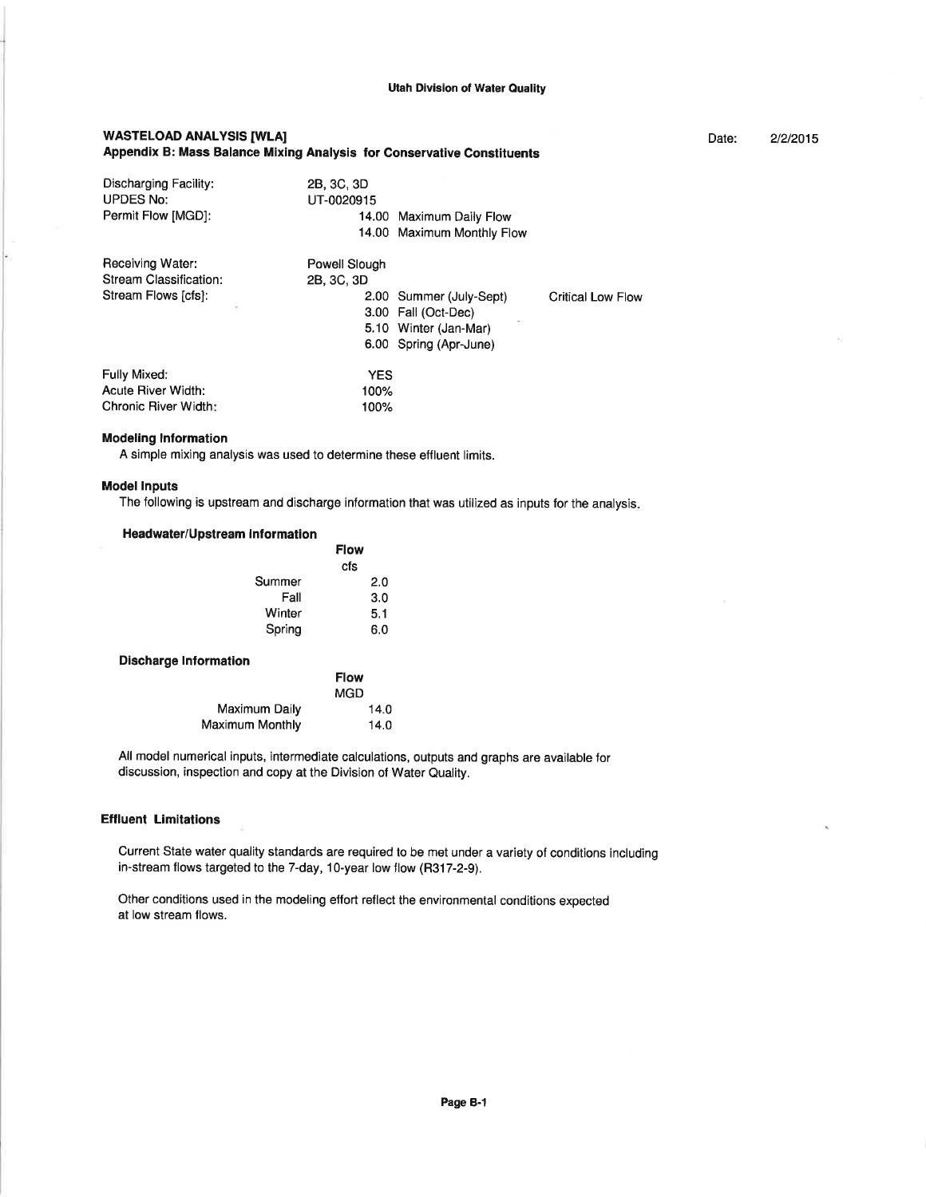Utah Division of Water Quality

## WASTELOAD ANALYSIS [WLA]

### Appendix B: Mass Balance Mixing Analysis for Conservative Constituents

Date: 2/2/2015

| | | | |
|---|---|---|---|
| Discharging Facility: | 2B, 3C, 3D | | |
| UPDES No: | UT-0020915 | | |
| Permit Flow [MGD]: | 14.00 | Maximum Daily Flow | |
| | 14.00 | Maximum Monthly Flow | |
| Receiving Water: | Powell Slough | | |
| Stream Classification: | 2B, 3C, 3D | | |
| Stream Flows [cfs]: | 2.00 | Summer (July-Sept) | Critical Low Flow |
| | 3.00 | Fall (Oct-Dec) | |
| | 5.10 | Winter (Jan-Mar) | |
| | 6.00 | Spring (Apr-June) | |
| Fully Mixed: | YES | | |
| Acute River Width: | 100% | | |
| Chronic River Width: | 100% | | |

### Modeling Information

A simple mixing analysis was used to determine these effluent limits.

### Model Inputs

The following is upstream and discharge information that was utilized as inputs for the analysis.

#### Headwater/Upstream Information

| | Flow |
|---|---|
| | cfs |
| Summer | 2.0 |
| Fall | 3.0 |
| Winter | 5.1 |
| Spring | 6.0 |

#### Discharge Information

| | Flow |
|---|---|
| | MGD |
| Maximum Daily | 14.0 |
| Maximum Monthly | 14.0 |

All model numerical inputs, intermediate calculations, outputs and graphs are available for discussion, inspection and copy at the Division of Water Quality.

### Effluent Limitations

Current State water quality standards are required to be met under a variety of conditions including in-stream flows targeted to the 7-day, 10-year low flow (R317-2-9).

Other conditions used in the modeling effort reflect the environmental conditions expected at low stream flows.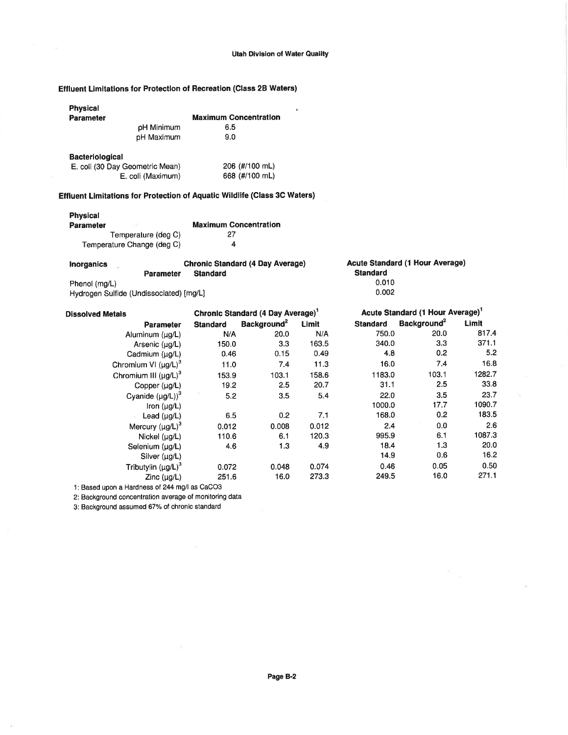## Effluent Limitations for Protection of Recreation (Class 2B Waters)

| Physical Parameter | Maximum Concentration |
|---|---|
| pH Minimum | 6.5 |
| pH Maximum | 9.0 |

| Bacteriological | |
|---|---|
| E. coli (30 Day Geometric Mean) | 206 (#/100 mL) |
| E. coli (Maximum) | 668 (#/100 mL) |

## Effluent Limitations for Protection of Aquatic Wildlife (Class 3C Waters)

| Physical Parameter | Maximum Concentration |
|---|---|
| Temperature (deg C) | 27 |
| Temperature Change (deg C) | 4 |

| Inorganics | Chronic Standard (4 Day Average) | Acute Standard (1 Hour Average) |
|---|---|---|
| Parameter | Standard | Standard |
| Phenol (mg/L) | | 0.010 |
| Hydrogen Sulfide (Undissociated) [mg/L] | | 0.002 |

| Dissolved Metals | Chronic Standard (4 Day Average)[1] | | | Acute Standard (1 Hour Average)[1] | | |
|---|---|---|---|---|---|---|
| Parameter | Standard | Background[2] | Limit | Standard | Background[2] | Limit |
| Aluminum (µg/L) | N/A | 20.0 | N/A | 750.0 | 20.0 | 817.4 |
| Arsenic (µg/L) | 150.0 | 3.3 | 163.5 | 340.0 | 3.3 | 371.1 |
| Cadmium (µg/L) | 0.46 | 0.15 | 0.49 | 4.8 | 0.2 | 5.2 |
| Chromium VI (µg/L)[3] | 11.0 | 7.4 | 11.3 | 16.0 | 7.4 | 16.8 |
| Chromium III (µg/L)[3] | 153.9 | 103.1 | 158.6 | 1183.0 | 103.1 | 1282.7 |
| Copper (µg/L) | 19.2 | 2.5 | 20.7 | 31.1 | 2.5 | 33.8 |
| Cyanide (µg/L))[3] | 5.2 | 3.5 | 5.4 | 22.0 | 3.5 | 23.7 |
| Iron (µg/L) | | | | 1000.0 | 17.7 | 1090.7 |
| Lead (µg/L) | 6.5 | 0.2 | 7.1 | 168.0 | 0.2 | 183.5 |
| Mercury (µg/L)[3] | 0.012 | 0.008 | 0.012 | 2.4 | 0.0 | 2.6 |
| Nickel (µg/L) | 110.6 | 6.1 | 120.3 | 995.9 | 6.1 | 1087.3 |
| Selenium (µg/L) | 4.6 | 1.3 | 4.9 | 18.4 | 1.3 | 20.0 |
| Silver (µg/L) | | | | 14.9 | 0.6 | 16.2 |
| Tributylin (µg/L)[3] | 0.072 | 0.048 | 0.074 | 0.46 | 0.05 | 0.50 |
| Zinc (µg/L) | 251.6 | 16.0 | 273.3 | 249.5 | 16.0 | 271.1 |

1: Based upon a Hardness of 244 mg/l as $CaCO_3$

2: Background concentration average of monitoring data

3: Background assumed 67% of chronic standard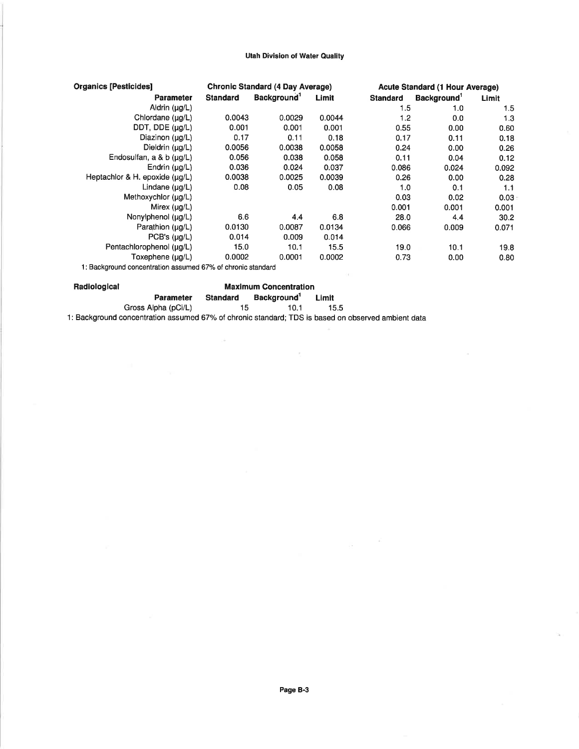Utah Division of Water Quality

| Organics [Pesticides] | Chronic Standard (4 Day Average) | | | Acute Standard (1 Hour Average) | | |
|---|---|---|---|---|---|---|
| Parameter | Standard | Background[1] | Limit | Standard | Background[1] | Limit |
| Aldrin (µg/L) | | | | 1.5 | 1.0 | 1.5 |
| Chlordane (µg/L) | 0.0043 | 0.0029 | 0.0044 | 1.2 | 0.0 | 1.3 |
| DDT, DDE (µg/L) | 0.001 | 0.001 | 0.001 | 0.55 | 0.00 | 0.60 |
| Diazinon (µg/L) | 0.17 | 0.11 | 0.18 | 0.17 | 0.11 | 0.18 |
| Dieldrin (µg/L) | 0.0056 | 0.0038 | 0.0058 | 0.24 | 0.00 | 0.26 |
| Endosulfan, a & b (µg/L) | 0.056 | 0.038 | 0.058 | 0.11 | 0.04 | 0.12 |
| Endrin (µg/L) | 0.036 | 0.024 | 0.037 | 0.086 | 0.024 | 0.092 |
| Heptachlor & H. epoxide (µg/L) | 0.0038 | 0.0025 | 0.0039 | 0.26 | 0.00 | 0.28 |
| Lindane (µg/L) | 0.08 | 0.05 | 0.08 | 1.0 | 0.1 | 1.1 |
| Methoxychlor (µg/L) | | | | 0.03 | 0.02 | 0.03 |
| Mirex (µg/L) | | | | 0.001 | 0.001 | 0.001 |
| Nonylphenol (µg/L) | 6.6 | 4.4 | 6.8 | 28.0 | 4.4 | 30.2 |
| Parathion (µg/L) | 0.0130 | 0.0087 | 0.0134 | 0.066 | 0.009 | 0.071 |
| PCB's (µg/L) | 0.014 | 0.009 | 0.014 | | | |
| Pentachlorophenol (µg/L) | 15.0 | 10.1 | 15.5 | 19.0 | 10.1 | 19.8 |
| Toxephene (µg/L) | 0.0002 | 0.0001 | 0.0002 | 0.73 | 0.00 | 0.80 |

1: Background concentration assumed 67% of chronic standard

| Radiological | Maximum Concentration | | |
|---|---|---|---|
| Parameter | Standard | Background[1] | Limit |
| Gross Alpha (pCi/L) | 15 | 10.1 | 15.5 |

1: Background concentration assumed 67% of chronic standard; TDS is based on observed ambient data